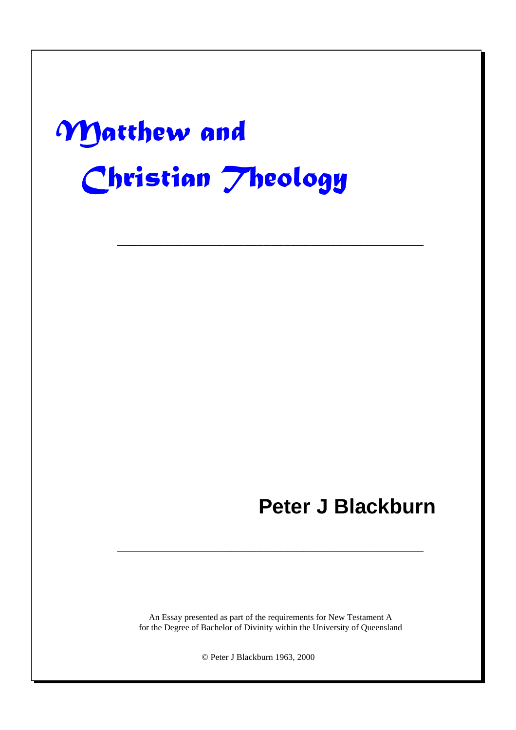# Matthew and Christian Theology

---

**Peter J Blackburn**

---

An Essay presented as part of the requirements for New Testament A
for the Degree of Bachelor of Divinity within the University of Queensland

© Peter J Blackburn 1963, 2000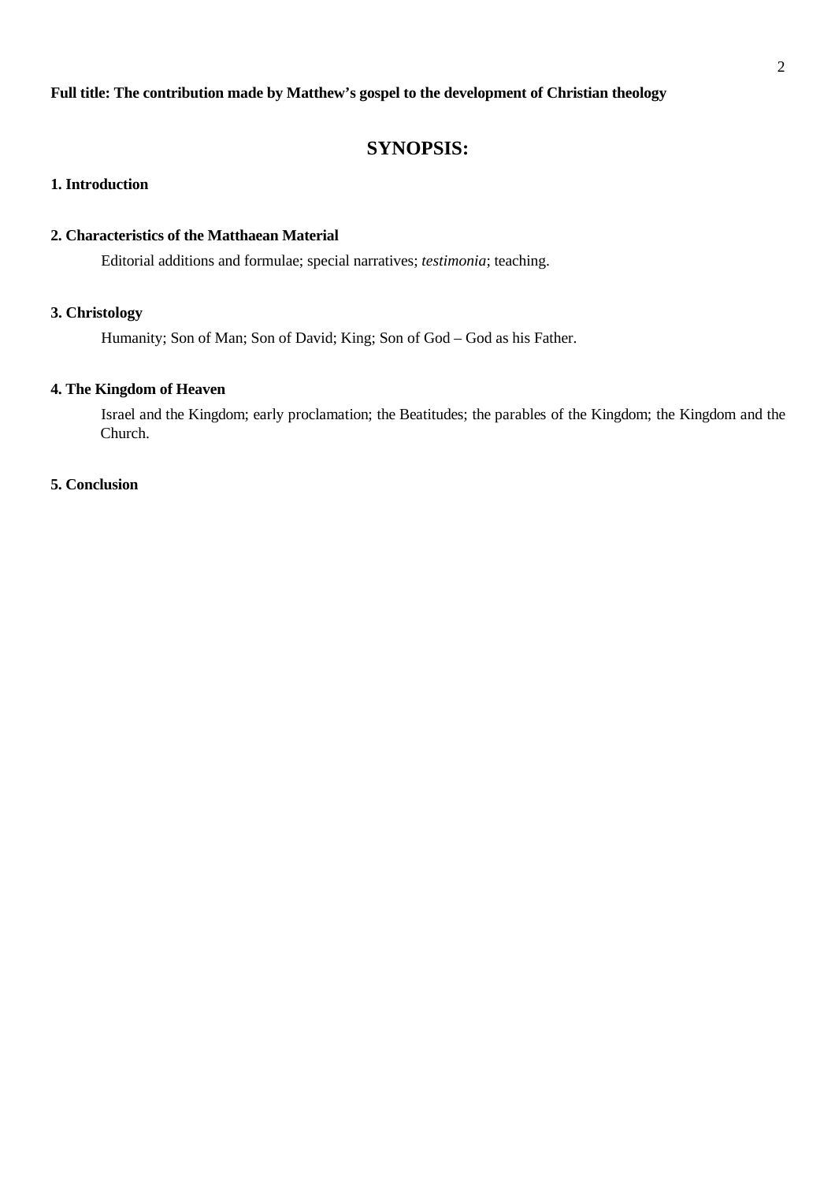**Full title: The contribution made by Matthew's gospel to the development of Christian theology**

# SYNOPSIS:

**1. Introduction**

**2. Characteristics of the Matthaean Material**

Editorial additions and formulae; special narratives; *testimonia*; teaching.

**3. Christology**

Humanity; Son of Man; Son of David; King; Son of God – God as his Father.

**4. The Kingdom of Heaven**

Israel and the Kingdom; early proclamation; the Beatitudes; the parables of the Kingdom; the Kingdom and the Church.

**5. Conclusion**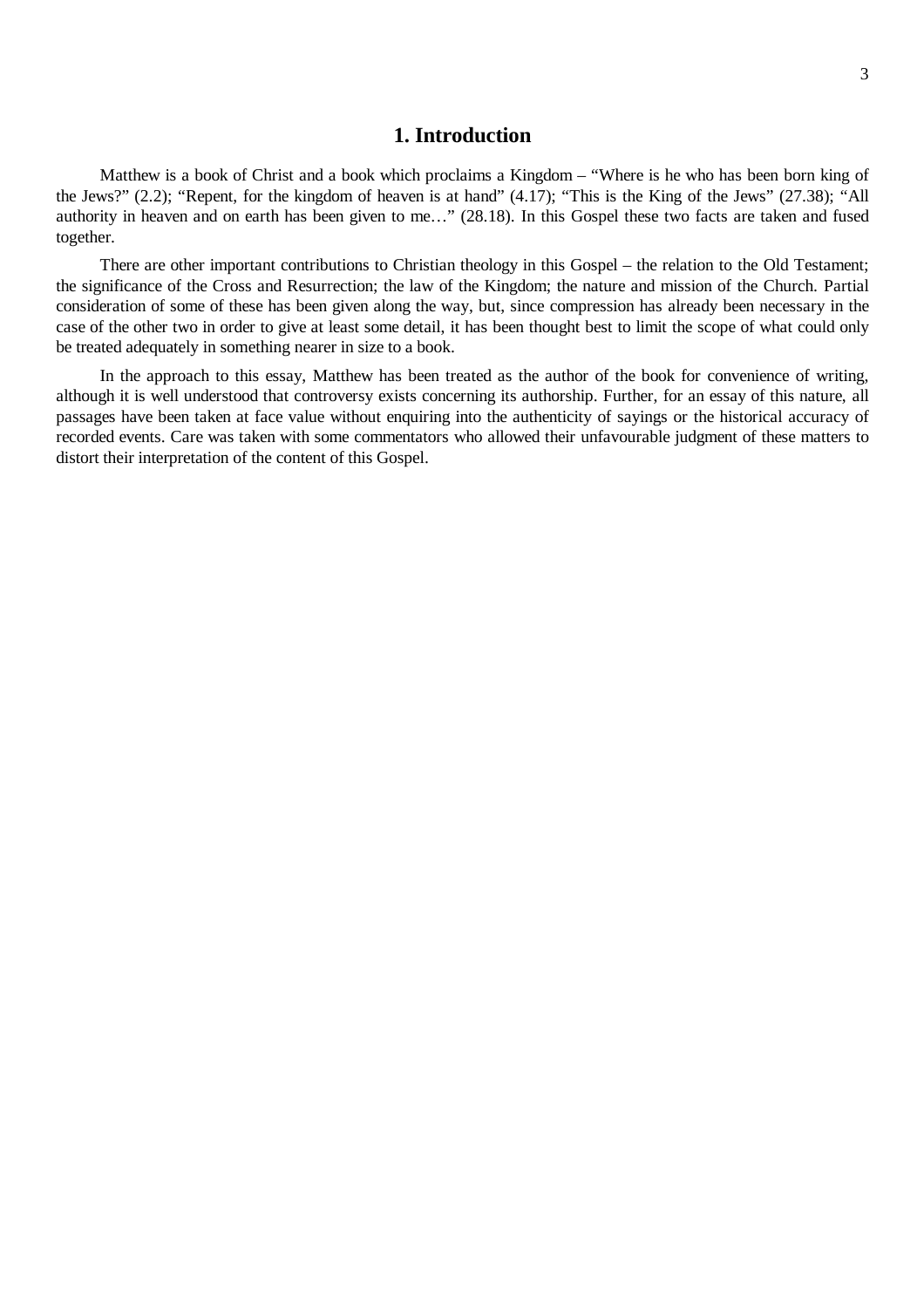# 1. Introduction

Matthew is a book of Christ and a book which proclaims a Kingdom – “Where is he who has been born king of the Jews?” (2.2); “Repent, for the kingdom of heaven is at hand” (4.17); “This is the King of the Jews” (27.38); “All authority in heaven and on earth has been given to me…” (28.18). In this Gospel these two facts are taken and fused together.

There are other important contributions to Christian theology in this Gospel – the relation to the Old Testament; the significance of the Cross and Resurrection; the law of the Kingdom; the nature and mission of the Church. Partial consideration of some of these has been given along the way, but, since compression has already been necessary in the case of the other two in order to give at least some detail, it has been thought best to limit the scope of what could only be treated adequately in something nearer in size to a book.

In the approach to this essay, Matthew has been treated as the author of the book for convenience of writing, although it is well understood that controversy exists concerning its authorship. Further, for an essay of this nature, all passages have been taken at face value without enquiring into the authenticity of sayings or the historical accuracy of recorded events. Care was taken with some commentators who allowed their unfavourable judgment of these matters to distort their interpretation of the content of this Gospel.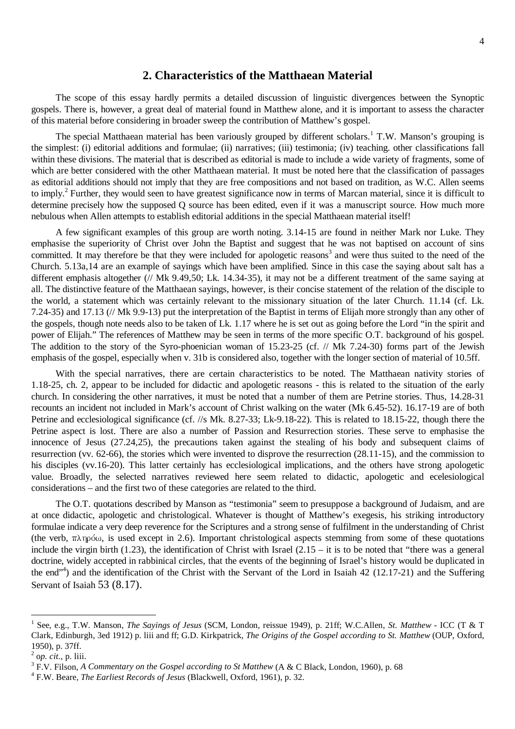## 2. Characteristics of the Matthaean Material

The scope of this essay hardly permits a detailed discussion of linguistic divergences between the Synoptic gospels. There is, however, a great deal of material found in Matthew alone, and it is important to assess the character of this material before considering in broader sweep the contribution of Matthew's gospel.

The special Matthaean material has been variously grouped by different scholars.[1] T.W. Manson's grouping is the simplest: (i) editorial additions and formulae; (ii) narratives; (iii) testimonia; (iv) teaching. other classifications fall within these divisions. The material that is described as editorial is made to include a wide variety of fragments, some of which are better considered with the other Matthaean material. It must be noted here that the classification of passages as editorial additions should not imply that they are free compositions and not based on tradition, as W.C. Allen seems to imply.[2] Further, they would seen to have greatest significance now in terms of Marcan material, since it is difficult to determine precisely how the supposed Q source has been edited, even if it was a manuscript source. How much more nebulous when Allen attempts to establish editorial additions in the special Matthaean material itself!

A few significant examples of this group are worth noting. 3.14-15 are found in neither Mark nor Luke. They emphasise the superiority of Christ over John the Baptist and suggest that he was not baptised on account of sins committed. It may therefore be that they were included for apologetic reasons[3] and were thus suited to the need of the Church. 5.13a,14 are an example of sayings which have been amplified. Since in this case the saying about salt has a different emphasis altogether (// Mk 9.49,50; Lk. 14.34-35), it may not be a different treatment of the same saying at all. The distinctive feature of the Matthaean sayings, however, is their concise statement of the relation of the disciple to the world, a statement which was certainly relevant to the missionary situation of the later Church. 11.14 (cf. Lk. 7.24-35) and 17.13 (// Mk 9.9-13) put the interpretation of the Baptist in terms of Elijah more strongly than any other of the gospels, though note needs also to be taken of Lk. 1.17 where he is set out as going before the Lord "in the spirit and power of Elijah." The references of Matthew may be seen in terms of the more specific O.T. background of his gospel. The addition to the story of the Syro-phoenician woman of 15.23-25 (cf. // Mk 7.24-30) forms part of the Jewish emphasis of the gospel, especially when v. 31b is considered also, together with the longer section of material of 10.5ff.

With the special narratives, there are certain characteristics to be noted. The Matthaean nativity stories of 1.18-25, ch. 2, appear to be included for didactic and apologetic reasons - this is related to the situation of the early church. In considering the other narratives, it must be noted that a number of them are Petrine stories. Thus, 14.28-31 recounts an incident not included in Mark's account of Christ walking on the water (Mk 6.45-52). 16.17-19 are of both Petrine and ecclesiological significance (cf. //s Mk. 8.27-33; Lk-9.18-22). This is related to 18.15-22, though there the Petrine aspect is lost. There are also a number of Passion and Resurrection stories. These serve to emphasise the innocence of Jesus (27.24,25), the precautions taken against the stealing of his body and subsequent claims of resurrection (vv. 62-66), the stories which were invented to disprove the resurrection (28.11-15), and the commission to his disciples (vv.16-20). This latter certainly has ecclesiological implications, and the others have strong apologetic value. Broadly, the selected narratives reviewed here seem related to didactic, apologetic and ecelesiological considerations – and the first two of these categories are related to the third.

The O.T. quotations described by Manson as "testimonia" seem to presuppose a background of Judaism, and are at once didactic, apologetic and christological. Whatever is thought of Matthew's exegesis, his striking introductory formulae indicate a very deep reverence for the Scriptures and a strong sense of fulfilment in the understanding of Christ (the verb, πληρόω, is used except in 2.6). Important christological aspects stemming from some of these quotations include the virgin birth (1.23), the identification of Christ with Israel (2.15 – it is to be noted that "there was a general doctrine, widely accepted in rabbinical circles, that the events of the beginning of Israel's history would be duplicated in the end"[4]) and the identification of the Christ with the Servant of the Lord in Isaiah 42 (12.17-21) and the Suffering Servant of Isaiah 53 (8.17).

---

[1] See, e.g., T.W. Manson, *The Sayings of Jesus* (SCM, London, reissue 1949), p. 21ff; W.C.Allen, *St. Matthew* - ICC (T & T Clark, Edinburgh, 3ed 1912) p. liii and ff; G.D. Kirkpatrick, *The Origins of the Gospel according to St. Matthew* (OUP, Oxford, 1950), p. 37ff.

[2] o*p. cit*., p. liii.

[3] F.V. Filson, *A Commentary on the Gospel according to St Matthew* (A & C Black, London, 1960), p. 68

[4] F.W. Beare, *The Earliest Records of Jesus* (Blackwell, Oxford, 1961), p. 32.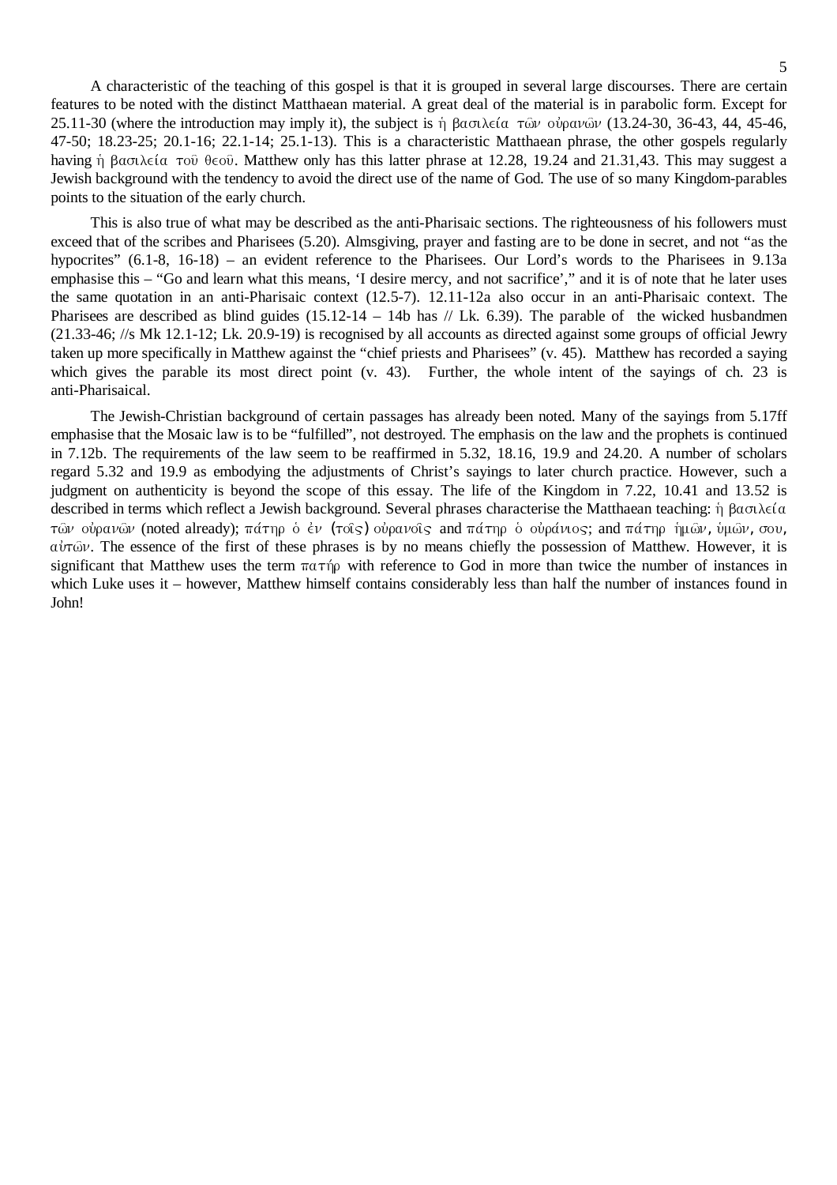A characteristic of the teaching of this gospel is that it is grouped in several large discourses. There are certain features to be noted with the distinct Matthaean material. A great deal of the material is in parabolic form. Except for 25.11-30 (where the introduction may imply it), the subject is ἡ βασιλεία τῶν οὐρανῶν (13.24-30, 36-43, 44, 45-46, 47-50; 18.23-25; 20.1-16; 22.1-14; 25.1-13). This is a characteristic Matthaean phrase, the other gospels regularly having ἡ βασιλεία τοῦ θεοῦ. Matthew only has this latter phrase at 12.28, 19.24 and 21.31,43. This may suggest a Jewish background with the tendency to avoid the direct use of the name of God. The use of so many Kingdom-parables points to the situation of the early church.

This is also true of what may be described as the anti-Pharisaic sections. The righteousness of his followers must exceed that of the scribes and Pharisees (5.20). Almsgiving, prayer and fasting are to be done in secret, and not "as the hypocrites" (6.1-8, 16-18) – an evident reference to the Pharisees. Our Lord's words to the Pharisees in 9.13a emphasise this – "Go and learn what this means, 'I desire mercy, and not sacrifice'," and it is of note that he later uses the same quotation in an anti-Pharisaic context (12.5-7). 12.11-12a also occur in an anti-Pharisaic context. The Pharisees are described as blind guides (15.12-14 – 14b has // Lk. 6.39). The parable of the wicked husbandmen (21.33-46; //s Mk 12.1-12; Lk. 20.9-19) is recognised by all accounts as directed against some groups of official Jewry taken up more specifically in Matthew against the "chief priests and Pharisees" (v. 45). Matthew has recorded a saying which gives the parable its most direct point (v. 43). Further, the whole intent of the sayings of ch. 23 is anti-Pharisaical.

The Jewish-Christian background of certain passages has already been noted. Many of the sayings from 5.17ff emphasise that the Mosaic law is to be "fulfilled", not destroyed. The emphasis on the law and the prophets is continued in 7.12b. The requirements of the law seem to be reaffirmed in 5.32, 18.16, 19.9 and 24.20. A number of scholars regard 5.32 and 19.9 as embodying the adjustments of Christ's sayings to later church practice. However, such a judgment on authenticity is beyond the scope of this essay. The life of the Kingdom in 7.22, 10.41 and 13.52 is described in terms which reflect a Jewish background. Several phrases characterise the Matthaean teaching: ἡ βασιλεία τῶν οὐρανῶν (noted already); πάτηρ ὁ ἐν (τοῖς) οὐρανοῖς and πάτηρ ὁ οὐράνιος; and πάτηρ ἡμῶν, ὑμῶν, σου, αὐτῶν. The essence of the first of these phrases is by no means chiefly the possession of Matthew. However, it is significant that Matthew uses the term πατήρ with reference to God in more than twice the number of instances in which Luke uses it – however, Matthew himself contains considerably less than half the number of instances found in John!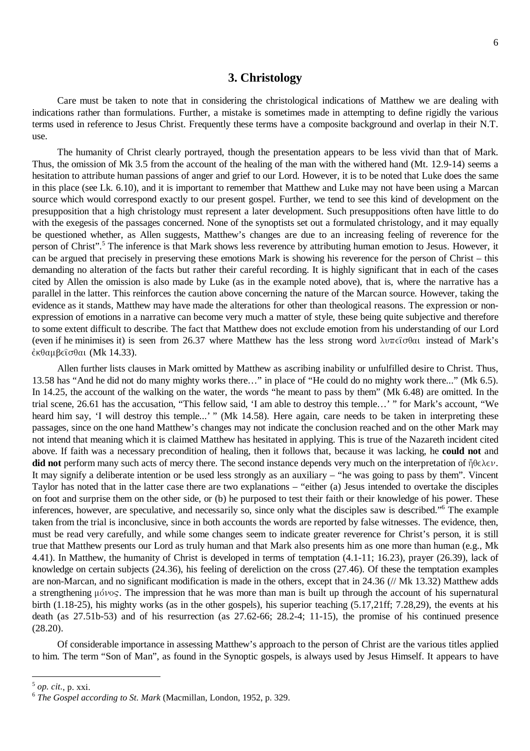## 3. Christology

Care must be taken to note that in considering the christological indications of Matthew we are dealing with indications rather than formulations. Further, a mistake is sometimes made in attempting to define rigidly the various terms used in reference to Jesus Christ. Frequently these terms have a composite background and overlap in their N.T. use.

The humanity of Christ clearly portrayed, though the presentation appears to be less vivid than that of Mark. Thus, the omission of Mk 3.5 from the account of the healing of the man with the withered hand (Mt. 12.9-14) seems a hesitation to attribute human passions of anger and grief to our Lord. However, it is to be noted that Luke does the same in this place (see Lk. 6.10), and it is important to remember that Matthew and Luke may not have been using a Marcan source which would correspond exactly to our present gospel. Further, we tend to see this kind of development on the presupposition that a high christology must represent a later development. Such presuppositions often have little to do with the exegesis of the passages concerned. None of the synoptists set out a formulated christology, and it may equally be questioned whether, as Allen suggests, Matthew's changes are due to an increasing feeling of reverence for the person of Christ".[5] The inference is that Mark shows less reverence by attributing human emotion to Jesus. However, it can be argued that precisely in preserving these emotions Mark is showing his reverence for the person of Christ – this demanding no alteration of the facts but rather their careful recording. It is highly significant that in each of the cases cited by Allen the omission is also made by Luke (as in the example noted above), that is, where the narrative has a parallel in the latter. This reinforces the caution above concerning the nature of the Marcan source. However, taking the evidence as it stands, Matthew may have made the alterations for other than theological reasons. The expression or non-expression of emotions in a narrative can become very much a matter of style, these being quite subjective and therefore to some extent difficult to describe. The fact that Matthew does not exclude emotion from his understanding of our Lord (even if he minimises it) is seen from 26.37 where Matthew has the less strong word λυπεῖσθαι instead of Mark's ἐκθαμβεῖσθαι (Mk 14.33).

Allen further lists clauses in Mark omitted by Matthew as ascribing inability or unfulfilled desire to Christ. Thus, 13.58 has "And he did not do many mighty works there…" in place of "He could do no mighty work there..." (Mk 6.5). In 14.25, the account of the walking on the water, the words "he meant to pass by them" (Mk 6.48) are omitted. In the trial scene, 26.61 has the accusation, "This fellow said, 'I am able to destroy this temple…' " for Mark's account, "We heard him say, 'I will destroy this temple...' " (Mk 14.58). Here again, care needs to be taken in interpreting these passages, since on the one hand Matthew's changes may not indicate the conclusion reached and on the other Mark may not intend that meaning which it is claimed Matthew has hesitated in applying. This is true of the Nazareth incident cited above. If faith was a necessary precondition of healing, then it follows that, because it was lacking, he **could not** and **did not** perform many such acts of mercy there. The second instance depends very much on the interpretation of ἤθελεν. It may signify a deliberate intention or be used less strongly as an auxiliary – "he was going to pass by them". Vincent Taylor has noted that in the latter case there are two explanations – "either (a) Jesus intended to overtake the disciples on foot and surprise them on the other side, or (b) he purposed to test their faith or their knowledge of his power. These inferences, however, are speculative, and necessarily so, since only what the disciples saw is described."[6] The example taken from the trial is inconclusive, since in both accounts the words are reported by false witnesses. The evidence, then, must be read very carefully, and while some changes seem to indicate greater reverence for Christ's person, it is still true that Matthew presents our Lord as truly human and that Mark also presents him as one more than human (e.g., Mk 4.41). In Matthew, the humanity of Christ is developed in terms of temptation (4.1-11; 16.23), prayer (26.39), lack of knowledge on certain subjects (24.36), his feeling of dereliction on the cross (27.46). Of these the temptation examples are non-Marcan, and no significant modification is made in the others, except that in 24.36 (// Mk 13.32) Matthew adds a strengthening μόνος. The impression that he was more than man is built up through the account of his supernatural birth (1.18-25), his mighty works (as in the other gospels), his superior teaching (5.17,21ff; 7.28,29), the events at his death (as 27.51b-53) and of his resurrection (as 27.62-66; 28.2-4; 11-15), the promise of his continued presence (28.20).

Of considerable importance in assessing Matthew's approach to the person of Christ are the various titles applied to him. The term "Son of Man", as found in the Synoptic gospels, is always used by Jesus Himself. It appears to have

---

[5] *op. cit.*, p. xxi.

[6] *The Gospel according to St. Mark* (Macmillan, London, 1952, p. 329.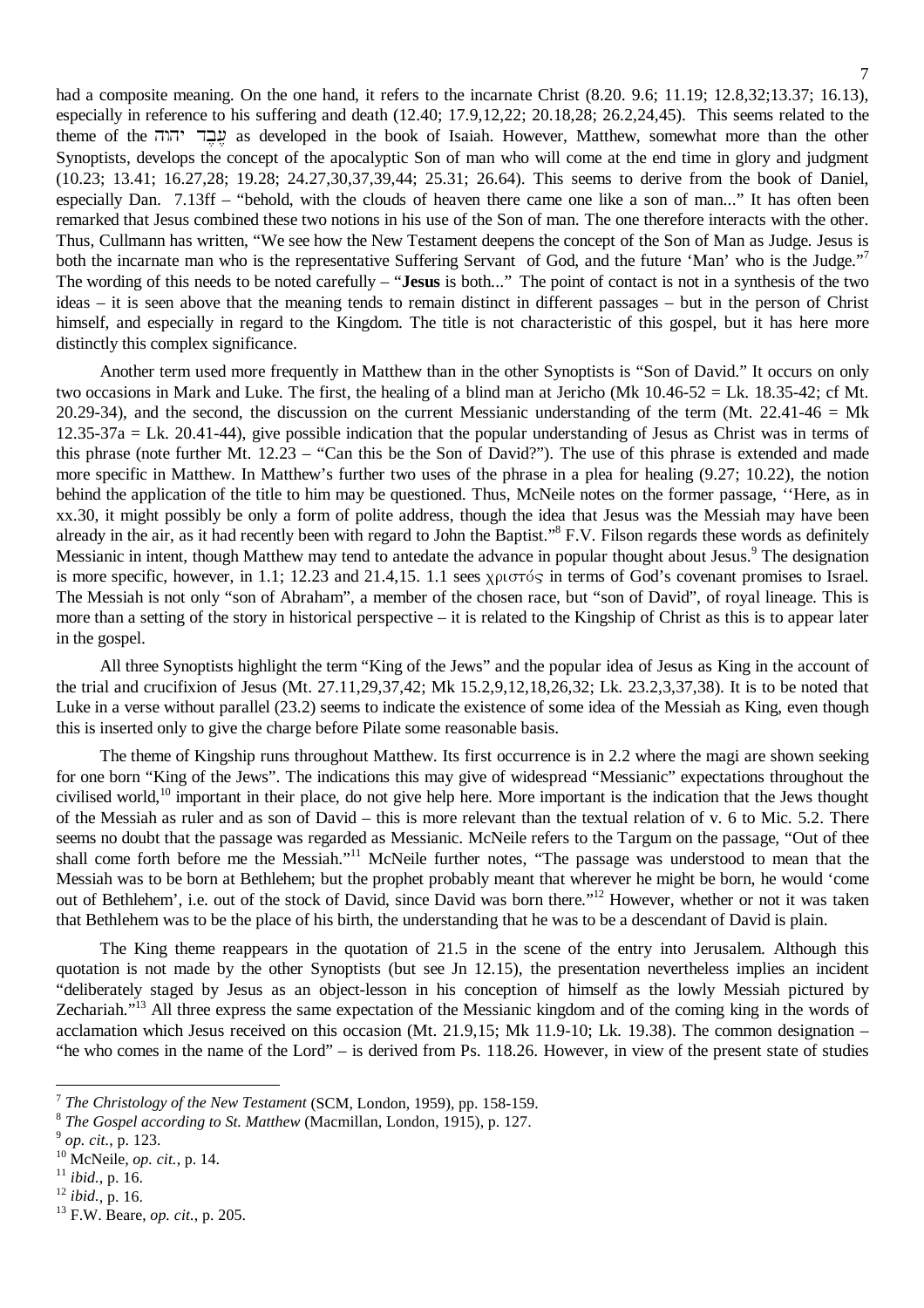had a composite meaning. On the one hand, it refers to the incarnate Christ (8.20. 9.6; 11.19; 12.8,32;13.37; 16.13), especially in reference to his suffering and death (12.40; 17.9,12,22; 20.18,28; 26.2,24,45). This seems related to the theme of the עֶבֶד יהוה as developed in the book of Isaiah. However, Matthew, somewhat more than the other Synoptists, develops the concept of the apocalyptic Son of man who will come at the end time in glory and judgment (10.23; 13.41; 16.27,28; 19.28; 24.27,30,37,39,44; 25.31; 26.64). This seems to derive from the book of Daniel, especially Dan. 7.13ff – "behold, with the clouds of heaven there came one like a son of man..." It has often been remarked that Jesus combined these two notions in his use of the Son of man. The one therefore interacts with the other. Thus, Cullmann has written, "We see how the New Testament deepens the concept of the Son of Man as Judge. Jesus is both the incarnate man who is the representative Suffering Servant of God, and the future 'Man' who is the Judge."[7] The wording of this needs to be noted carefully – "**Jesus** is both..." The point of contact is not in a synthesis of the two ideas – it is seen above that the meaning tends to remain distinct in different passages – but in the person of Christ himself, and especially in regard to the Kingdom. The title is not characteristic of this gospel, but it has here more distinctly this complex significance.

Another term used more frequently in Matthew than in the other Synoptists is "Son of David." It occurs on only two occasions in Mark and Luke. The first, the healing of a blind man at Jericho (Mk 10.46-52 = Lk. 18.35-42; cf Mt. 20.29-34), and the second, the discussion on the current Messianic understanding of the term (Mt. 22.41-46 = Mk 12.35-37a = Lk. 20.41-44), give possible indication that the popular understanding of Jesus as Christ was in terms of this phrase (note further Mt. 12.23 – "Can this be the Son of David?"). The use of this phrase is extended and made more specific in Matthew. In Matthew's further two uses of the phrase in a plea for healing (9.27; 10.22), the notion behind the application of the title to him may be questioned. Thus, McNeile notes on the former passage, ''Here, as in xx.30, it might possibly be only a form of polite address, though the idea that Jesus was the Messiah may have been already in the air, as it had recently been with regard to John the Baptist."[8] F.V. Filson regards these words as definitely Messianic in intent, though Matthew may tend to antedate the advance in popular thought about Jesus.[9] The designation is more specific, however, in 1.1; 12.23 and 21.4,15. 1.1 sees χριστός in terms of God's covenant promises to Israel. The Messiah is not only "son of Abraham", a member of the chosen race, but "son of David", of royal lineage. This is more than a setting of the story in historical perspective – it is related to the Kingship of Christ as this is to appear later in the gospel.

All three Synoptists highlight the term "King of the Jews" and the popular idea of Jesus as King in the account of the trial and crucifixion of Jesus (Mt. 27.11,29,37,42; Mk 15.2,9,12,18,26,32; Lk. 23.2,3,37,38). It is to be noted that Luke in a verse without parallel (23.2) seems to indicate the existence of some idea of the Messiah as King, even though this is inserted only to give the charge before Pilate some reasonable basis.

The theme of Kingship runs throughout Matthew. Its first occurrence is in 2.2 where the magi are shown seeking for one born "King of the Jews". The indications this may give of widespread "Messianic" expectations throughout the civilised world,[10] important in their place, do not give help here. More important is the indication that the Jews thought of the Messiah as ruler and as son of David – this is more relevant than the textual relation of v. 6 to Mic. 5.2. There seems no doubt that the passage was regarded as Messianic. McNeile refers to the Targum on the passage, "Out of thee shall come forth before me the Messiah."[11] McNeile further notes, "The passage was understood to mean that the Messiah was to be born at Bethlehem; but the prophet probably meant that wherever he might be born, he would 'come out of Bethlehem', i.e. out of the stock of David, since David was born there."[12] However, whether or not it was taken that Bethlehem was to be the place of his birth, the understanding that he was to be a descendant of David is plain.

The King theme reappears in the quotation of 21.5 in the scene of the entry into Jerusalem. Although this quotation is not made by the other Synoptists (but see Jn 12.15), the presentation nevertheless implies an incident "deliberately staged by Jesus as an object-lesson in his conception of himself as the lowly Messiah pictured by Zechariah."[13] All three express the same expectation of the Messianic kingdom and of the coming king in the words of acclamation which Jesus received on this occasion (Mt. 21.9,15; Mk 11.9-10; Lk. 19.38). The common designation – "he who comes in the name of the Lord" – is derived from Ps. 118.26. However, in view of the present state of studies

---

[7] *The Christology of the New Testament* (SCM, London, 1959), pp. 158-159.

[8] *The Gospel according to St. Matthew* (Macmillan, London, 1915), p. 127.

[9] *op. cit.*, p. 123.

[10] McNeile, *op. cit.*, p. 14.

[11] *ibid.*, p. 16.

[12] *ibid.*, p. 16.

[13] F.W. Beare, *op. cit.*, p. 205.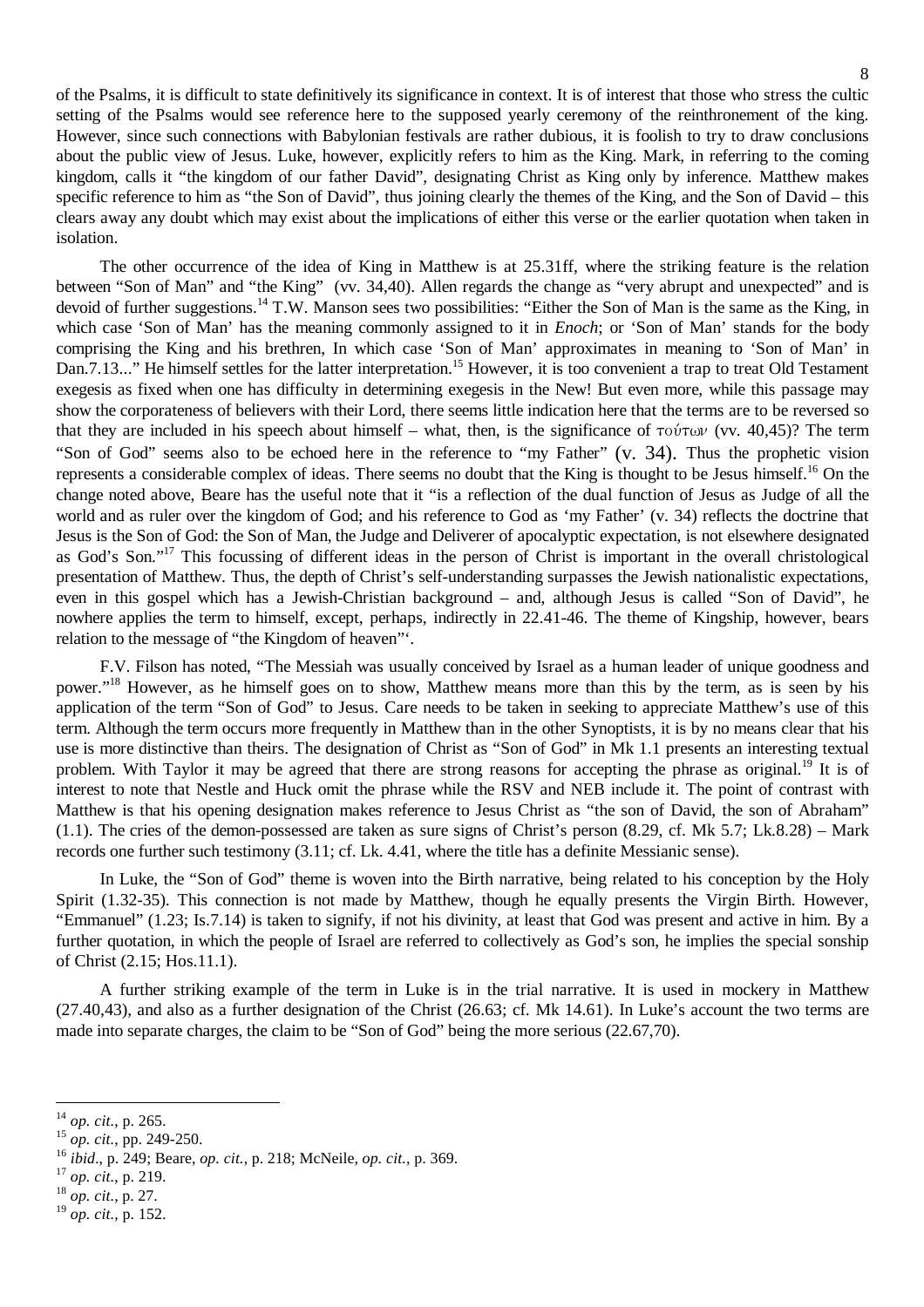of the Psalms, it is difficult to state definitively its significance in context. It is of interest that those who stress the cultic setting of the Psalms would see reference here to the supposed yearly ceremony of the reinthronement of the king. However, since such connections with Babylonian festivals are rather dubious, it is foolish to try to draw conclusions about the public view of Jesus. Luke, however, explicitly refers to him as the King. Mark, in referring to the coming kingdom, calls it "the kingdom of our father David", designating Christ as King only by inference. Matthew makes specific reference to him as "the Son of David", thus joining clearly the themes of the King, and the Son of David – this clears away any doubt which may exist about the implications of either this verse or the earlier quotation when taken in isolation.

The other occurrence of the idea of King in Matthew is at 25.31ff, where the striking feature is the relation between "Son of Man" and "the King" (vv. 34,40). Allen regards the change as "very abrupt and unexpected" and is devoid of further suggestions.[14] T.W. Manson sees two possibilities: "Either the Son of Man is the same as the King, in which case 'Son of Man' has the meaning commonly assigned to it in *Enoch*; or 'Son of Man' stands for the body comprising the King and his brethren, In which case 'Son of Man' approximates in meaning to 'Son of Man' in Dan.7.13..." He himself settles for the latter interpretation.[15] However, it is too convenient a trap to treat Old Testament exegesis as fixed when one has difficulty in determining exegesis in the New! But even more, while this passage may show the corporateness of believers with their Lord, there seems little indication here that the terms are to be reversed so that they are included in his speech about himself – what, then, is the significance of τούτων (vv. 40,45)? The term "Son of God" seems also to be echoed here in the reference to "my Father" (v. 34). Thus the prophetic vision represents a considerable complex of ideas. There seems no doubt that the King is thought to be Jesus himself.[16] On the change noted above, Beare has the useful note that it "is a reflection of the dual function of Jesus as Judge of all the world and as ruler over the kingdom of God; and his reference to God as 'my Father' (v. 34) reflects the doctrine that Jesus is the Son of God: the Son of Man, the Judge and Deliverer of apocalyptic expectation, is not elsewhere designated as God's Son."[17] This focussing of different ideas in the person of Christ is important in the overall christological presentation of Matthew. Thus, the depth of Christ's self-understanding surpasses the Jewish nationalistic expectations, even in this gospel which has a Jewish-Christian background – and, although Jesus is called "Son of David", he nowhere applies the term to himself, except, perhaps, indirectly in 22.41-46. The theme of Kingship, however, bears relation to the message of "the Kingdom of heaven"'.

F.V. Filson has noted, "The Messiah was usually conceived by Israel as a human leader of unique goodness and power."[18] However, as he himself goes on to show, Matthew means more than this by the term, as is seen by his application of the term "Son of God" to Jesus. Care needs to be taken in seeking to appreciate Matthew's use of this term. Although the term occurs more frequently in Matthew than in the other Synoptists, it is by no means clear that his use is more distinctive than theirs. The designation of Christ as "Son of God" in Mk 1.1 presents an interesting textual problem. With Taylor it may be agreed that there are strong reasons for accepting the phrase as original.[19] It is of interest to note that Nestle and Huck omit the phrase while the RSV and NEB include it. The point of contrast with Matthew is that his opening designation makes reference to Jesus Christ as "the son of David, the son of Abraham" (1.1). The cries of the demon-possessed are taken as sure signs of Christ's person (8.29, cf. Mk 5.7; Lk.8.28) – Mark records one further such testimony (3.11; cf. Lk. 4.41, where the title has a definite Messianic sense).

In Luke, the "Son of God" theme is woven into the Birth narrative, being related to his conception by the Holy Spirit (1.32-35). This connection is not made by Matthew, though he equally presents the Virgin Birth. However, "Emmanuel" (1.23; Is.7.14) is taken to signify, if not his divinity, at least that God was present and active in him. By a further quotation, in which the people of Israel are referred to collectively as God's son, he implies the special sonship of Christ (2.15; Hos.11.1).

A further striking example of the term in Luke is in the trial narrative. It is used in mockery in Matthew (27.40,43), and also as a further designation of the Christ (26.63; cf. Mk 14.61). In Luke's account the two terms are made into separate charges, the claim to be "Son of God" being the more serious (22.67,70).

---

[14] *op. cit.*, p. 265.
[15] *op. cit.*, pp. 249-250.
[16] *ibid.*, p. 249; Beare, *op. cit.*, p. 218; McNeile, *op. cit.*, p. 369.
[17] *op. cit.*, p. 219.
[18] *op. cit.*, p. 27.
[19] *op. cit.*, p. 152.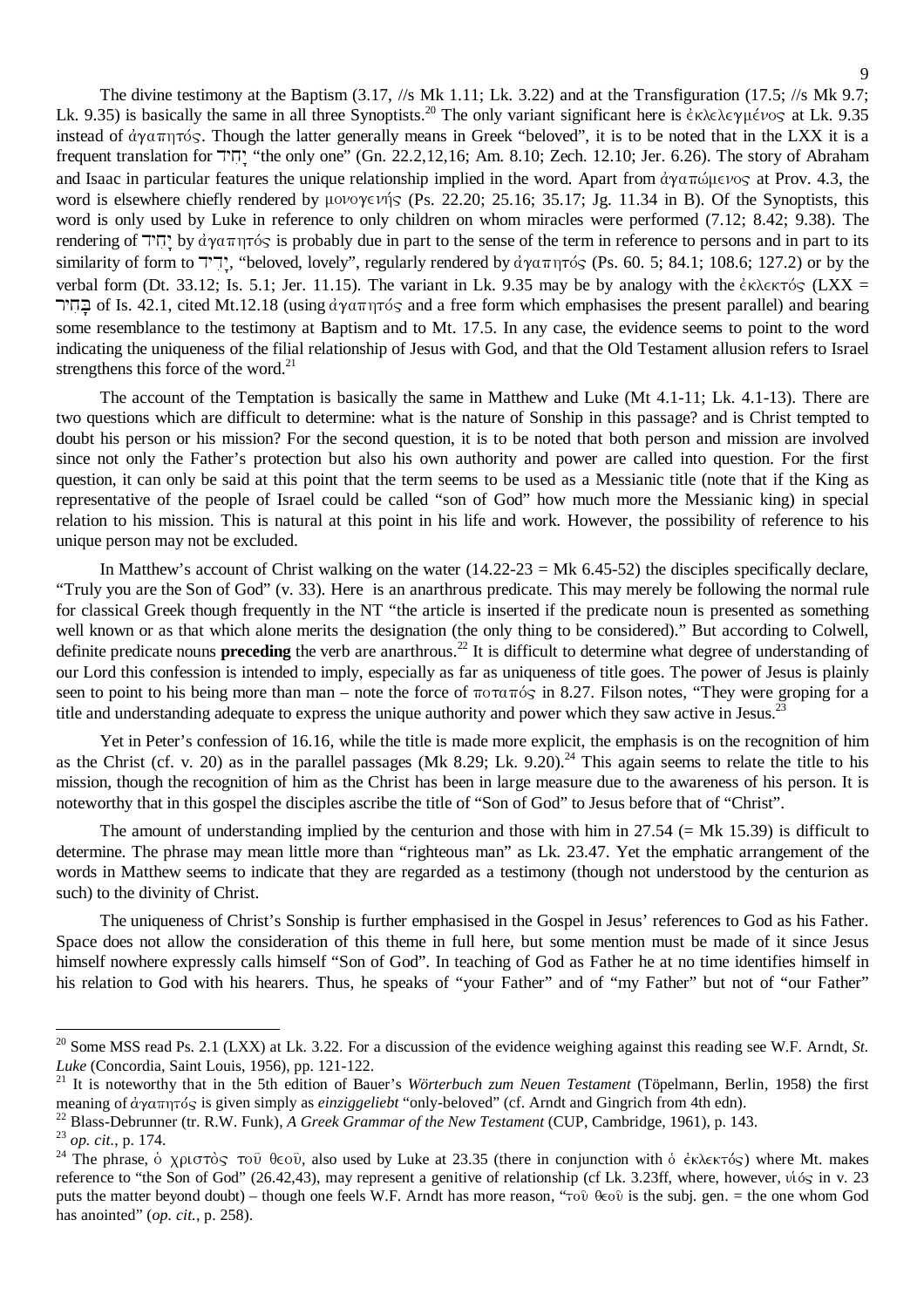The divine testimony at the Baptism (3.17, //s Mk 1.11; Lk. 3.22) and at the Transfiguration (17.5; //s Mk 9.7; Lk. 9.35) is basically the same in all three Synoptists.[20] The only variant significant here is ἐκλελεγμένος at Lk. 9.35 instead of ἀγαπητός. Though the latter generally means in Greek "beloved", it is to be noted that in the LXX it is a frequent translation for יָחִיד "the only one" (Gn. 22.2,12,16; Am. 8.10; Zech. 12.10; Jer. 6.26). The story of Abraham and Isaac in particular features the unique relationship implied in the word. Apart from ἀγαπώμενος at Prov. 4.3, the word is elsewhere chiefly rendered by μονογενής (Ps. 22.20; 25.16; 35.17; Jg. 11.34 in B). Of the Synoptists, this word is only used by Luke in reference to only children on whom miracles were performed (7.12; 8.42; 9.38). The rendering of יָחִיד by ἀγαπητός is probably due in part to the sense of the term in reference to persons and in part to its similarity of form to יָדִיד, "beloved, lovely", regularly rendered by ἀγαπητός (Ps. 60. 5; 84.1; 108.6; 127.2) or by the verbal form (Dt. 33.12; Is. 5.1; Jer. 11.15). The variant in Lk. 9.35 may be by analogy with the ἐκλεκτός (LXX = בָּחִיר of Is. 42.1, cited Mt.12.18 (using ἀγαπητός and a free form which emphasises the present parallel) and bearing some resemblance to the testimony at Baptism and to Mt. 17.5. In any case, the evidence seems to point to the word indicating the uniqueness of the filial relationship of Jesus with God, and that the Old Testament allusion refers to Israel strengthens this force of the word.[21]

The account of the Temptation is basically the same in Matthew and Luke (Mt 4.1-11; Lk. 4.1-13). There are two questions which are difficult to determine: what is the nature of Sonship in this passage? and is Christ tempted to doubt his person or his mission? For the second question, it is to be noted that both person and mission are involved since not only the Father's protection but also his own authority and power are called into question. For the first question, it can only be said at this point that the term seems to be used as a Messianic title (note that if the King as representative of the people of Israel could be called "son of God" how much more the Messianic king) in special relation to his mission. This is natural at this point in his life and work. However, the possibility of reference to his unique person may not be excluded.

In Matthew's account of Christ walking on the water (14.22-23 = Mk 6.45-52) the disciples specifically declare, "Truly you are the Son of God" (v. 33). Here is an anarthrous predicate. This may merely be following the normal rule for classical Greek though frequently in the NT "the article is inserted if the predicate noun is presented as something well known or as that which alone merits the designation (the only thing to be considered)." But according to Colwell, definite predicate nouns **preceding** the verb are anarthrous.[22] It is difficult to determine what degree of understanding of our Lord this confession is intended to imply, especially as far as uniqueness of title goes. The power of Jesus is plainly seen to point to his being more than man – note the force of ποταπός in 8.27. Filson notes, "They were groping for a title and understanding adequate to express the unique authority and power which they saw active in Jesus.[23]

Yet in Peter's confession of 16.16, while the title is made more explicit, the emphasis is on the recognition of him as the Christ (cf. v. 20) as in the parallel passages (Mk 8.29; Lk. 9.20).[24] This again seems to relate the title to his mission, though the recognition of him as the Christ has been in large measure due to the awareness of his person. It is noteworthy that in this gospel the disciples ascribe the title of "Son of God" to Jesus before that of "Christ".

The amount of understanding implied by the centurion and those with him in 27.54 (= Mk 15.39) is difficult to determine. The phrase may mean little more than "righteous man" as Lk. 23.47. Yet the emphatic arrangement of the words in Matthew seems to indicate that they are regarded as a testimony (though not understood by the centurion as such) to the divinity of Christ.

The uniqueness of Christ's Sonship is further emphasised in the Gospel in Jesus' references to God as his Father. Space does not allow the consideration of this theme in full here, but some mention must be made of it since Jesus himself nowhere expressly calls himself "Son of God". In teaching of God as Father he at no time identifies himself in his relation to God with his hearers. Thus, he speaks of "your Father" and of "my Father" but not of "our Father"

---

[20] Some MSS read Ps. 2.1 (LXX) at Lk. 3.22. For a discussion of the evidence weighing against this reading see W.F. Arndt, *St. Luke* (Concordia, Saint Louis, 1956), pp. 121-122.

[21] It is noteworthy that in the 5th edition of Bauer's *Wörterbuch zum Neuen Testament* (Töpelmann, Berlin, 1958) the first meaning of ἀγαπητός is given simply as *einziggeliebt* "only-beloved" (cf. Arndt and Gingrich from 4th edn).

[22] Blass-Debrunner (tr. R.W. Funk), *A Greek Grammar of the New Testament* (CUP, Cambridge, 1961), p. 143.

[23] *op. cit.*, p. 174.

[24] The phrase, ὁ χριστὸς τοῦ θεοῦ, also used by Luke at 23.35 (there in conjunction with ὁ ἐκλεκτός) where Mt. makes reference to "the Son of God" (26.42,43), may represent a genitive of relationship (cf Lk. 3.23ff, where, however, υἱός in v. 23 puts the matter beyond doubt) – though one feels W.F. Arndt has more reason, "τοῦ θεοῦ is the subj. gen. = the one whom God has anointed" (*op. cit.*, p. 258).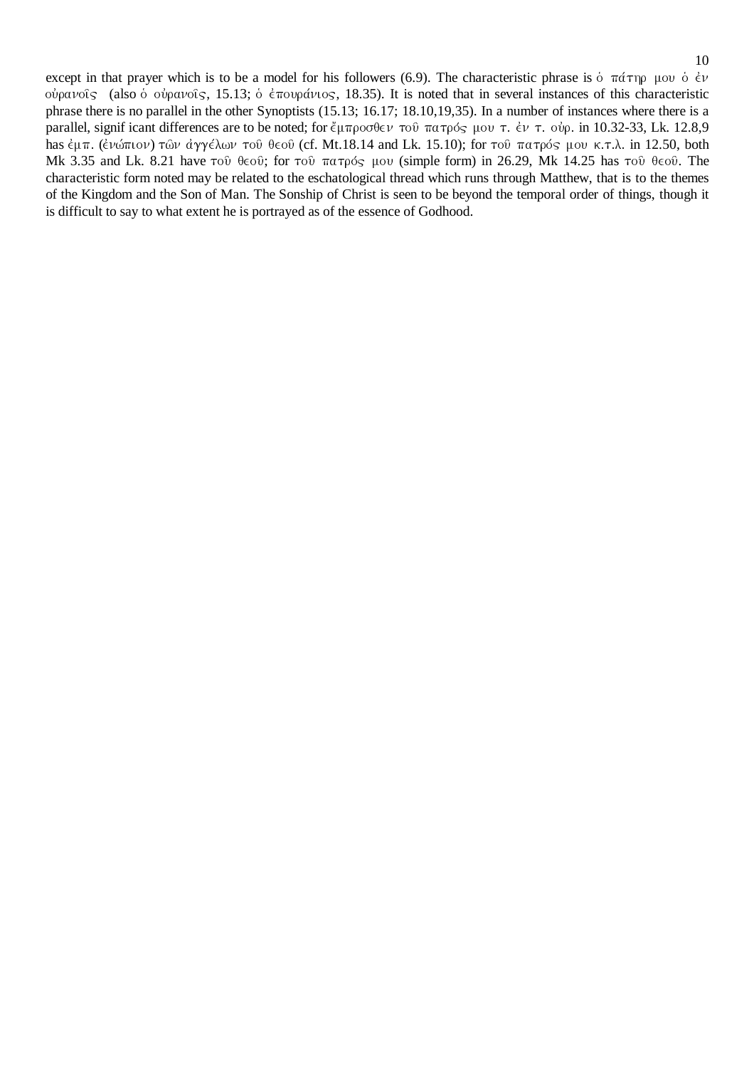except in that prayer which is to be a model for his followers (6.9). The characteristic phrase is ὁ πάτηρ μου ὁ ἐν οὐρανοῖς (also ὁ οὐρανοῖς, 15.13; ὁ ἐπουράνιος, 18.35). It is noted that in several instances of this characteristic phrase there is no parallel in the other Synoptists (15.13; 16.17; 18.10,19,35). In a number of instances where there is a parallel, signif icant differences are to be noted; for ἔμπροσθεν τοῦ πατρός μου τ. ἐν τ. οὐρ. in 10.32-33, Lk. 12.8,9 has ἐμπ. (ἐνώπιον) τῶν ἀγγέλων τοῦ θεοῦ (cf. Mt.18.14 and Lk. 15.10); for τοῦ πατρός μου κ.τ.λ. in 12.50, both Mk 3.35 and Lk. 8.21 have τοῦ θεοῦ; for τοῦ πατρός μου (simple form) in 26.29, Mk 14.25 has τοῦ θεοῦ. The characteristic form noted may be related to the eschatological thread which runs through Matthew, that is to the themes of the Kingdom and the Son of Man. The Sonship of Christ is seen to be beyond the temporal order of things, though it is difficult to say to what extent he is portrayed as of the essence of Godhood.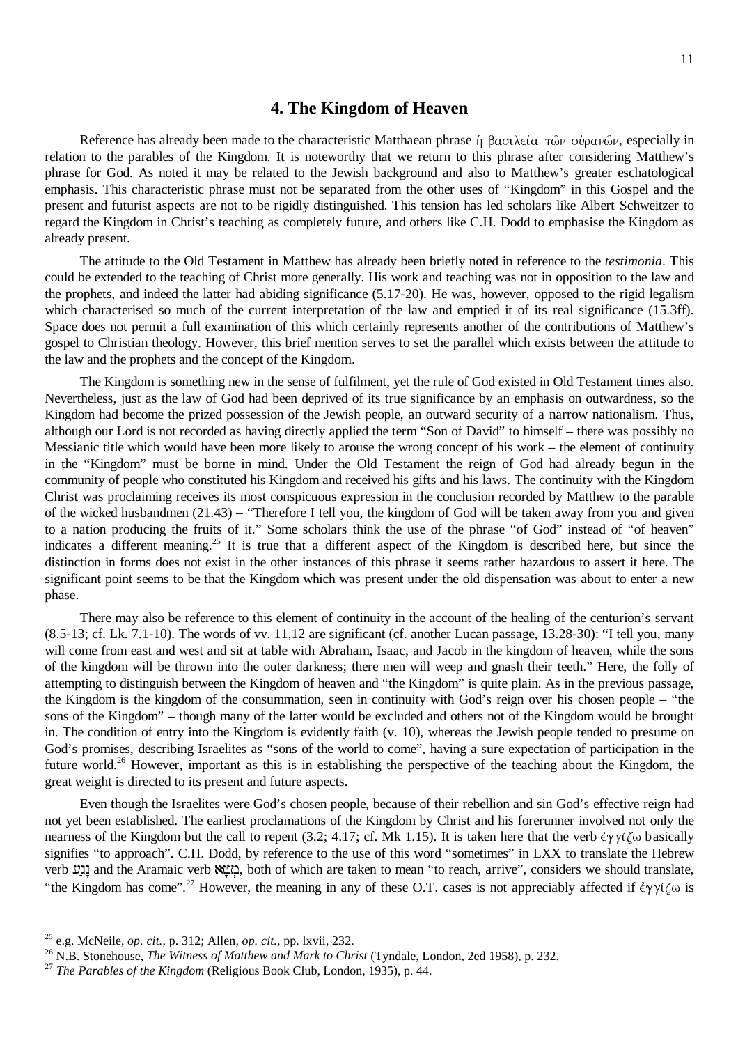## 4. The Kingdom of Heaven

Reference has already been made to the characteristic Matthaean phrase ἡ βασιλεία τῶν οὐρανῶν, especially in relation to the parables of the Kingdom. It is noteworthy that we return to this phrase after considering Matthew's phrase for God. As noted it may be related to the Jewish background and also to Matthew's greater eschatological emphasis. This characteristic phrase must not be separated from the other uses of "Kingdom" in this Gospel and the present and futurist aspects are not to be rigidly distinguished. This tension has led scholars like Albert Schweitzer to regard the Kingdom in Christ's teaching as completely future, and others like C.H. Dodd to emphasise the Kingdom as already present.

The attitude to the Old Testament in Matthew has already been briefly noted in reference to the *testimonia*. This could be extended to the teaching of Christ more generally. His work and teaching was not in opposition to the law and the prophets, and indeed the latter had abiding significance (5.17-20). He was, however, opposed to the rigid legalism which characterised so much of the current interpretation of the law and emptied it of its real significance (15.3ff). Space does not permit a full examination of this which certainly represents another of the contributions of Matthew's gospel to Christian theology. However, this brief mention serves to set the parallel which exists between the attitude to the law and the prophets and the concept of the Kingdom.

The Kingdom is something new in the sense of fulfilment, yet the rule of God existed in Old Testament times also. Nevertheless, just as the law of God had been deprived of its true significance by an emphasis on outwardness, so the Kingdom had become the prized possession of the Jewish people, an outward security of a narrow nationalism. Thus, although our Lord is not recorded as having directly applied the term "Son of David" to himself – there was possibly no Messianic title which would have been more likely to arouse the wrong concept of his work – the element of continuity in the "Kingdom" must be borne in mind. Under the Old Testament the reign of God had already begun in the community of people who constituted his Kingdom and received his gifts and his laws. The continuity with the Kingdom Christ was proclaiming receives its most conspicuous expression in the conclusion recorded by Matthew to the parable of the wicked husbandmen (21.43) – "Therefore I tell you, the kingdom of God will be taken away from you and given to a nation producing the fruits of it." Some scholars think the use of the phrase "of God" instead of "of heaven" indicates a different meaning.[25] It is true that a different aspect of the Kingdom is described here, but since the distinction in forms does not exist in the other instances of this phrase it seems rather hazardous to assert it here. The significant point seems to be that the Kingdom which was present under the old dispensation was about to enter a new phase.

There may also be reference to this element of continuity in the account of the healing of the centurion's servant (8.5-13; cf. Lk. 7.1-10). The words of vv. 11,12 are significant (cf. another Lucan passage, 13.28-30): "I tell you, many will come from east and west and sit at table with Abraham, Isaac, and Jacob in the kingdom of heaven, while the sons of the kingdom will be thrown into the outer darkness; there men will weep and gnash their teeth." Here, the folly of attempting to distinguish between the Kingdom of heaven and "the Kingdom" is quite plain. As in the previous passage, the Kingdom is the kingdom of the consummation, seen in continuity with God's reign over his chosen people – "the sons of the Kingdom" – though many of the latter would be excluded and others not of the Kingdom would be brought in. The condition of entry into the Kingdom is evidently faith (v. 10), whereas the Jewish people tended to presume on God's promises, describing Israelites as "sons of the world to come", having a sure expectation of participation in the future world.[26] However, important as this is in establishing the perspective of the teaching about the Kingdom, the great weight is directed to its present and future aspects.

Even though the Israelites were God's chosen people, because of their rebellion and sin God's effective reign had not yet been established. The earliest proclamations of the Kingdom by Christ and his forerunner involved not only the nearness of the Kingdom but the call to repent (3.2; 4.17; cf. Mk 1.15). It is taken here that the verb ἐγγίζω basically signifies "to approach". C.H. Dodd, by reference to the use of this word "sometimes" in LXX to translate the Hebrew verb נָגַע and the Aramaic verb מְטָא, both of which are taken to mean "to reach, arrive", considers we should translate, "the Kingdom has come".[27] However, the meaning in any of these O.T. cases is not appreciably affected if ἐγγίζω is

---

[25] e.g. McNeile, *op. cit.*, p. 312; Allen, *op. cit.*, pp. lxvii, 232.

[26] N.B. Stonehouse, *The Witness of Matthew and Mark to Christ* (Tyndale, London, 2ed 1958), p. 232.

[27] *The Parables of the Kingdom* (Religious Book Club, London, 1935), p. 44.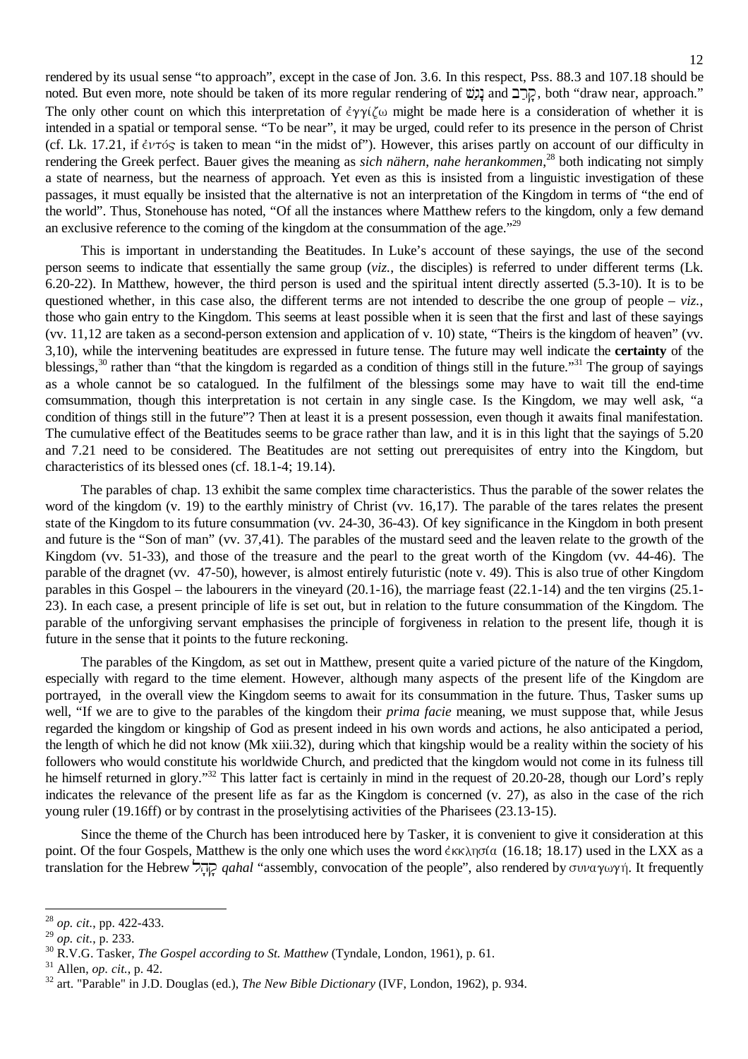rendered by its usual sense "to approach", except in the case of Jon. 3.6. In this respect, Pss. 88.3 and 107.18 should be noted. But even more, note should be taken of its more regular rendering of נָגַשׁ and קָרַב, both "draw near, approach." The only other count on which this interpretation of ἐγγίζω might be made here is a consideration of whether it is intended in a spatial or temporal sense. "To be near", it may be urged, could refer to its presence in the person of Christ (cf. Lk. 17.21, if ἐντός is taken to mean "in the midst of"). However, this arises partly on account of our difficulty in rendering the Greek perfect. Bauer gives the meaning as *sich nähern*, *nahe herankommen*,[28] both indicating not simply a state of nearness, but the nearness of approach. Yet even as this is insisted from a linguistic investigation of these passages, it must equally be insisted that the alternative is not an interpretation of the Kingdom in terms of "the end of the world". Thus, Stonehouse has noted, "Of all the instances where Matthew refers to the kingdom, only a few demand an exclusive reference to the coming of the kingdom at the consummation of the age."[29]

This is important in understanding the Beatitudes. In Luke's account of these sayings, the use of the second person seems to indicate that essentially the same group (*viz.*, the disciples) is referred to under different terms (Lk. 6.20-22). In Matthew, however, the third person is used and the spiritual intent directly asserted (5.3-10). It is to be questioned whether, in this case also, the different terms are not intended to describe the one group of people – *viz.*, those who gain entry to the Kingdom. This seems at least possible when it is seen that the first and last of these sayings (vv. 11,12 are taken as a second-person extension and application of v. 10) state, "Theirs is the kingdom of heaven" (vv. 3,10), while the intervening beatitudes are expressed in future tense. The future may well indicate the **certainty** of the blessings,[30] rather than "that the kingdom is regarded as a condition of things still in the future."[31] The group of sayings as a whole cannot be so catalogued. In the fulfilment of the blessings some may have to wait till the end-time comsummation, though this interpretation is not certain in any single case. Is the Kingdom, we may well ask, "a condition of things still in the future"? Then at least it is a present possession, even though it awaits final manifestation. The cumulative effect of the Beatitudes seems to be grace rather than law, and it is in this light that the sayings of 5.20 and 7.21 need to be considered. The Beatitudes are not setting out prerequisites of entry into the Kingdom, but characteristics of its blessed ones (cf. 18.1-4; 19.14).

The parables of chap. 13 exhibit the same complex time characteristics. Thus the parable of the sower relates the word of the kingdom (v. 19) to the earthly ministry of Christ (vv. 16,17). The parable of the tares relates the present state of the Kingdom to its future consummation (vv. 24-30, 36-43). Of key significance in the Kingdom in both present and future is the "Son of man" (vv. 37,41). The parables of the mustard seed and the leaven relate to the growth of the Kingdom (vv. 51-33), and those of the treasure and the pearl to the great worth of the Kingdom (vv. 44-46). The parable of the dragnet (vv. 47-50), however, is almost entirely futuristic (note v. 49). This is also true of other Kingdom parables in this Gospel – the labourers in the vineyard (20.1-16), the marriage feast (22.1-14) and the ten virgins (25.1-23). In each case, a present principle of life is set out, but in relation to the future consummation of the Kingdom. The parable of the unforgiving servant emphasises the principle of forgiveness in relation to the present life, though it is future in the sense that it points to the future reckoning.

The parables of the Kingdom, as set out in Matthew, present quite a varied picture of the nature of the Kingdom, especially with regard to the time element. However, although many aspects of the present life of the Kingdom are portrayed, in the overall view the Kingdom seems to await for its consummation in the future. Thus, Tasker sums up well, "If we are to give to the parables of the kingdom their *prima facie* meaning, we must suppose that, while Jesus regarded the kingdom or kingship of God as present indeed in his own words and actions, he also anticipated a period, the length of which he did not know (Mk xiii.32), during which that kingship would be a reality within the society of his followers who would constitute his worldwide Church, and predicted that the kingdom would not come in its fulness till he himself returned in glory."[32] This latter fact is certainly in mind in the request of 20.20-28, though our Lord's reply indicates the relevance of the present life as far as the Kingdom is concerned (v. 27), as also in the case of the rich young ruler (19.16ff) or by contrast in the proselytising activities of the Pharisees (23.13-15).

Since the theme of the Church has been introduced here by Tasker, it is convenient to give it consideration at this point. Of the four Gospels, Matthew is the only one which uses the word ἐκκλησία (16.18; 18.17) used in the LXX as a translation for the Hebrew קָהָל *qahal* "assembly, convocation of the people", also rendered by συναγωγή. It frequently

---

[28] *op. cit.*, pp. 422-433.

[29] *op. cit.*, p. 233.

[30] R.V.G. Tasker, *The Gospel according to St. Matthew* (Tyndale, London, 1961), p. 61.

[31] Allen, *op. cit.*, p. 42.

[32] art. "Parable" in J.D. Douglas (ed.), *The New Bible Dictionary* (IVF, London, 1962), p. 934.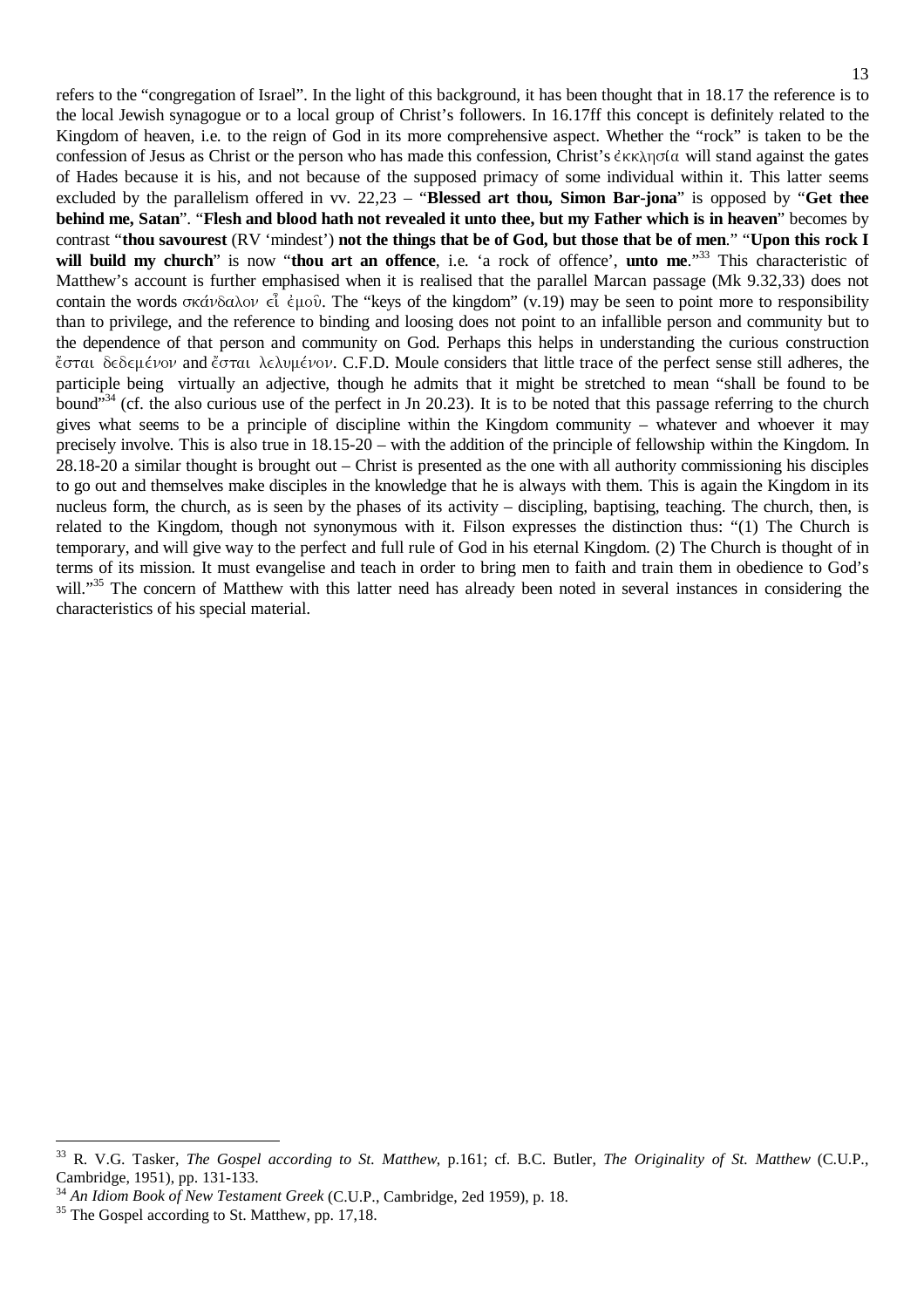refers to the "congregation of Israel". In the light of this background, it has been thought that in 18.17 the reference is to the local Jewish synagogue or to a local group of Christ's followers. In 16.17ff this concept is definitely related to the Kingdom of heaven, i.e. to the reign of God in its more comprehensive aspect. Whether the "rock" is taken to be the confession of Jesus as Christ or the person who has made this confession, Christ's ἐκκλησία will stand against the gates of Hades because it is his, and not because of the supposed primacy of some individual within it. This latter seems excluded by the parallelism offered in vv. 22,23 – "**Blessed art thou, Simon Bar-jona**" is opposed by "**Get thee behind me, Satan**". "**Flesh and blood hath not revealed it unto thee, but my Father which is in heaven**" becomes by contrast "**thou savourest** (RV 'mindest') **not the things that be of God, but those that be of men**." "**Upon this rock I will build my church**" is now "**thou art an offence**, i.e. 'a rock of offence', **unto me**."[33] This characteristic of Matthew's account is further emphasised when it is realised that the parallel Marcan passage (Mk 9.32,33) does not contain the words σκάνδαλον εἶ ἐμοῦ. The "keys of the kingdom" (v.19) may be seen to point more to responsibility than to privilege, and the reference to binding and loosing does not point to an infallible person and community but to the dependence of that person and community on God. Perhaps this helps in understanding the curious construction ἔσται δεδεμένον and ἔσται λελυμένον. C.F.D. Moule considers that little trace of the perfect sense still adheres, the participle being virtually an adjective, though he admits that it might be stretched to mean "shall be found to be bound"[34] (cf. the also curious use of the perfect in Jn 20.23). It is to be noted that this passage referring to the church gives what seems to be a principle of discipline within the Kingdom community – whatever and whoever it may precisely involve. This is also true in 18.15-20 – with the addition of the principle of fellowship within the Kingdom. In 28.18-20 a similar thought is brought out – Christ is presented as the one with all authority commissioning his disciples to go out and themselves make disciples in the knowledge that he is always with them. This is again the Kingdom in its nucleus form, the church, as is seen by the phases of its activity – discipling, baptising, teaching. The church, then, is related to the Kingdom, though not synonymous with it. Filson expresses the distinction thus: "(1) The Church is temporary, and will give way to the perfect and full rule of God in his eternal Kingdom. (2) The Church is thought of in terms of its mission. It must evangelise and teach in order to bring men to faith and train them in obedience to God's will."[35] The concern of Matthew with this latter need has already been noted in several instances in considering the characteristics of his special material.

---

[33] R. V.G. Tasker, *The Gospel according to St. Matthew*, p.161; cf. B.C. Butler, *The Originality of St. Matthew* (C.U.P., Cambridge, 1951), pp. 131-133.

[34] *An Idiom Book of New Testament Greek* (C.U.P., Cambridge, 2ed 1959), p. 18.

[35] The Gospel according to St. Matthew, pp. 17,18.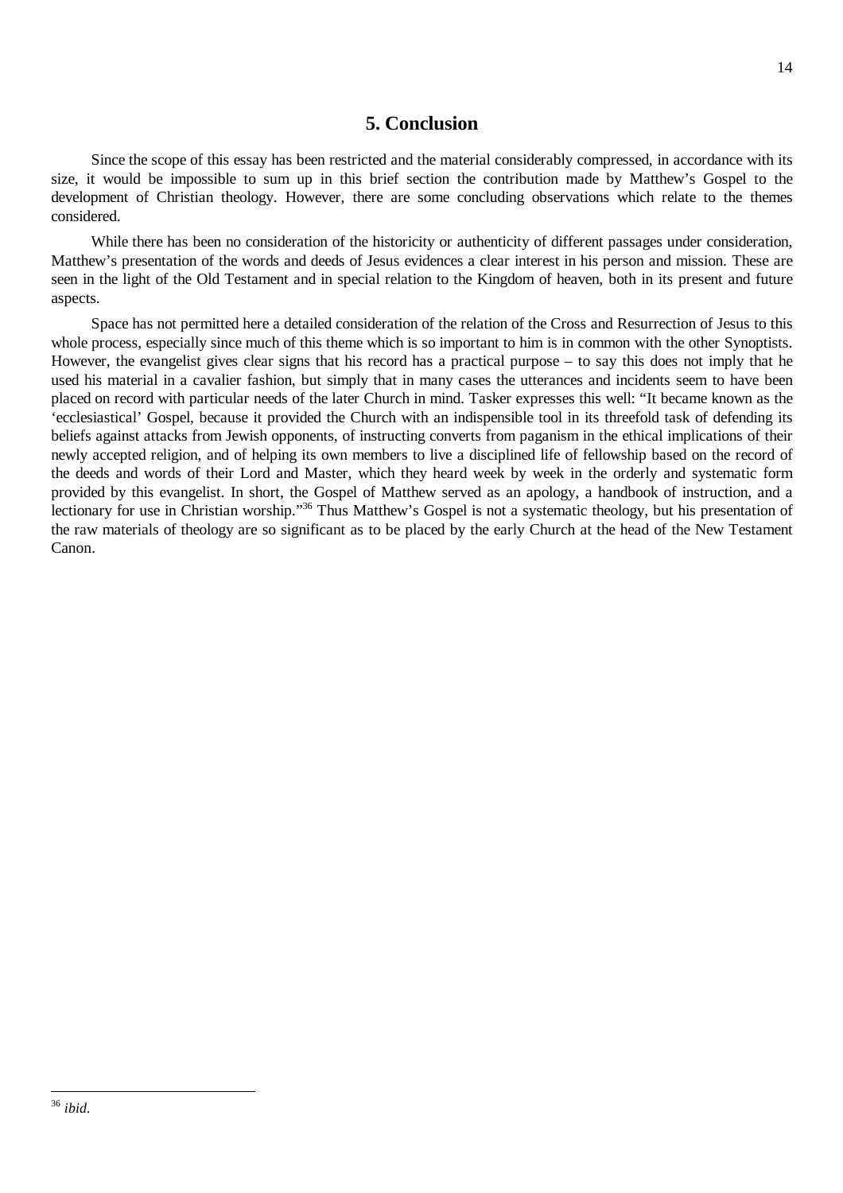## 5. Conclusion

Since the scope of this essay has been restricted and the material considerably compressed, in accordance with its size, it would be impossible to sum up in this brief section the contribution made by Matthew's Gospel to the development of Christian theology. However, there are some concluding observations which relate to the themes considered.

While there has been no consideration of the historicity or authenticity of different passages under consideration, Matthew's presentation of the words and deeds of Jesus evidences a clear interest in his person and mission. These are seen in the light of the Old Testament and in special relation to the Kingdom of heaven, both in its present and future aspects.

Space has not permitted here a detailed consideration of the relation of the Cross and Resurrection of Jesus to this whole process, especially since much of this theme which is so important to him is in common with the other Synoptists. However, the evangelist gives clear signs that his record has a practical purpose – to say this does not imply that he used his material in a cavalier fashion, but simply that in many cases the utterances and incidents seem to have been placed on record with particular needs of the later Church in mind. Tasker expresses this well: "It became known as the 'ecclesiastical' Gospel, because it provided the Church with an indispensible tool in its threefold task of defending its beliefs against attacks from Jewish opponents, of instructing converts from paganism in the ethical implications of their newly accepted religion, and of helping its own members to live a disciplined life of fellowship based on the record of the deeds and words of their Lord and Master, which they heard week by week in the orderly and systematic form provided by this evangelist. In short, the Gospel of Matthew served as an apology, a handbook of instruction, and a lectionary for use in Christian worship."[36] Thus Matthew's Gospel is not a systematic theology, but his presentation of the raw materials of theology are so significant as to be placed by the early Church at the head of the New Testament Canon.

[36] *ibid.*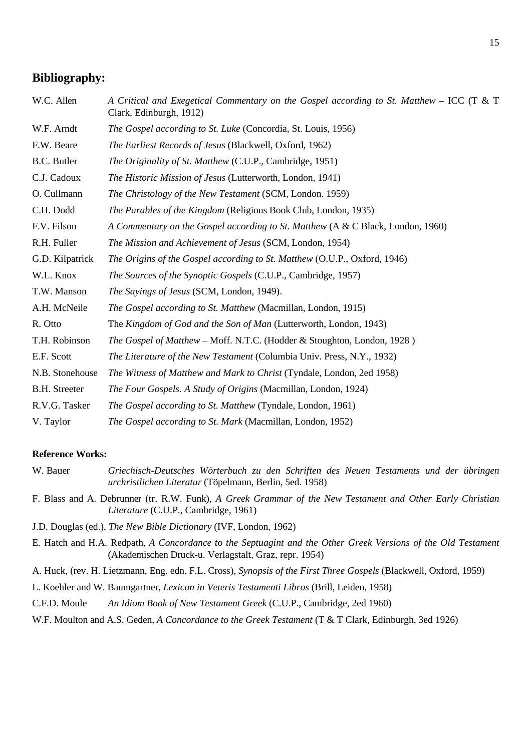## Bibliography:

W.C. Allen *A Critical and Exegetical Commentary on the Gospel according to St. Matthew* – ICC (T & T Clark, Edinburgh, 1912)

W.F. Arndt *The Gospel according to St. Luke* (Concordia, St. Louis, 1956)

F.W. Beare *The Earliest Records of Jesus* (Blackwell, Oxford, 1962)

B.C. Butler *The Originality of St. Matthew* (C.U.P., Cambridge, 1951)

C.J. Cadoux *The Historic Mission of Jesus* (Lutterworth, London, 1941)

O. Cullmann *The Christology of the New Testament* (SCM, London. 1959)

C.H. Dodd *The Parables of the Kingdom* (Religious Book Club, London, 1935)

F.V. Filson *A Commentary on the Gospel according to St. Matthew* (A & C Black, London, 1960)

R.H. Fuller *The Mission and Achievement of Jesus* (SCM, London, 1954)

G.D. Kilpatrick *The Origins of the Gospel according to St. Matthew* (O.U.P., Oxford, 1946)

W.L. Knox *The Sources of the Synoptic Gospels* (C.U.P., Cambridge, 1957)

T.W. Manson *The Sayings of Jesus* (SCM, London, 1949).

A.H. McNeile *The Gospel according to St. Matthew* (Macmillan, London, 1915)

R. Otto The *Kingdom of God and the Son of Man* (Lutterworth, London, 1943)

T.H. Robinson *The Gospel of Matthew* – Moff. N.T.C. (Hodder & Stoughton, London, 1928 )

E.F. Scott *The Literature of the New Testament* (Columbia Univ. Press, N.Y., 1932)

N.B. Stonehouse *The Witness of Matthew and Mark to Christ* (Tyndale, London, 2ed 1958)

B.H. Streeter *The Four Gospels. A Study of Origins* (Macmillan, London, 1924)

R.V.G. Tasker *The Gospel according to St. Matthew* (Tyndale, London, 1961)

V. Taylor *The Gospel according to St. Mark* (Macmillan, London, 1952)

#### Reference Works:

W. Bauer *Griechisch-Deutsches Wörterbuch zu den Schriften des Neuen Testaments und der übringen urchristlichen Literatur* (Töpelmann, Berlin, 5ed. 1958)

F. Blass and A. Debrunner (tr. R.W. Funk), *A Greek Grammar of the New Testament and Other Early Christian Literature* (C.U.P., Cambridge, 1961)

J.D. Douglas (ed.), *The New Bible Dictionary* (IVF, London, 1962)

E. Hatch and H.A. Redpath, *A Concordance to the Septuagint and the Other Greek Versions of the Old Testament* (Akademischen Druck-u. Verlagstalt, Graz, repr. 1954)

A. Huck, (rev. H. Lietzmann, Eng. edn. F.L. Cross), *Synopsis of the First Three Gospels* (Blackwell, Oxford, 1959)

L. Koehler and W. Baumgartner, *Lexicon in Veteris Testamenti Libros* (Brill, Leiden, 1958)

C.F.D. Moule *An Idiom Book of New Testament Greek* (C.U.P., Cambridge, 2ed 1960)

W.F. Moulton and A.S. Geden, *A Concordance to the Greek Testament* (T & T Clark, Edinburgh, 3ed 1926)